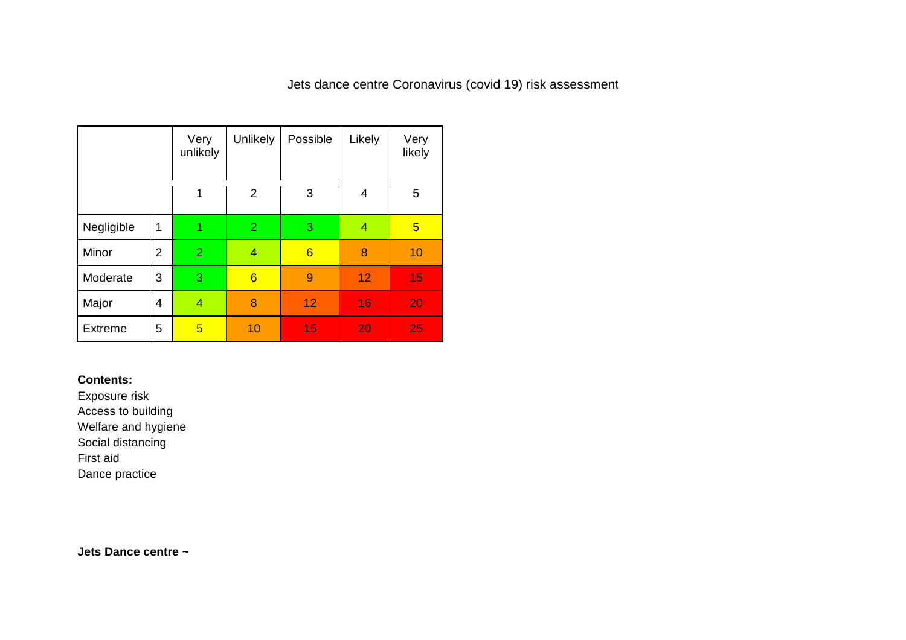# Jets dance centre Coronavirus (covid 19) risk assessment

| | | Very unlikely | Unlikely | Possible | Likely | Very likely |
|---|---|---|---|---|---|---|
| | | 1 | 2 | 3 | 4 | 5 |
| Negligible | 1 | 1 | 2 | 3 | 4 | 5 |
| Minor | 2 | 2 | 4 | 6 | 8 | 10 |
| Moderate | 3 | 3 | 6 | 9 | 12 | 15 |
| Major | 4 | 4 | 8 | 12 | 16 | 20 |
| Extreme | 5 | 5 | 10 | 15 | 20 | 25 |

**Contents:**

Exposure risk
Access to building
Welfare and hygiene
Social distancing
First aid
Dance practice

**Jets Dance centre ~**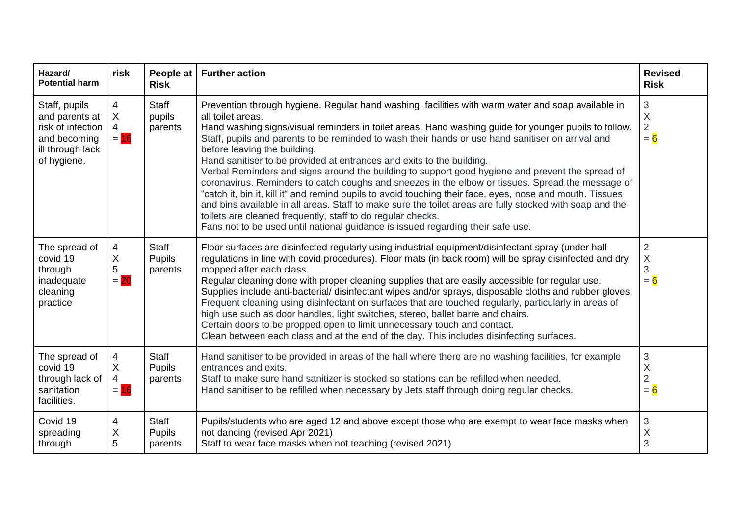| Hazard/ Potential harm | risk | People at Risk | Further action | Revised Risk |
|---|---|---|---|---|
| Staff, pupils and parents at risk of infection and becoming ill through lack of hygiene. | 4 X 4 = 16 | Staff pupils parents | Prevention through hygiene. Regular hand washing, facilities with warm water and soap available in all toilet areas.<br>Hand washing signs/visual reminders in toilet areas. Hand washing guide for younger pupils to follow.<br>Staff, pupils and parents to be reminded to wash their hands or use hand sanitiser on arrival and before leaving the building.<br>Hand sanitiser to be provided at entrances and exits to the building.<br>Verbal Reminders and signs around the building to support good hygiene and prevent the spread of coronavirus. Reminders to catch coughs and sneezes in the elbow or tissues. Spread the message of "catch it, bin it, kill it" and remind pupils to avoid touching their face, eyes, nose and mouth. Tissues and bins available in all areas. Staff to make sure the toilet areas are fully stocked with soap and the toilets are cleaned frequently, staff to do regular checks.<br>Fans not to be used until national guidance is issued regarding their safe use. | 3 X 2 = 6 |
| The spread of covid 19 through inadequate cleaning practice | 4 X 5 = 20 | Staff Pupils parents | Floor surfaces are disinfected regularly using industrial equipment/disinfectant spray (under hall regulations in line with covid procedures). Floor mats (in back room) will be spray disinfected and dry mopped after each class.<br>Regular cleaning done with proper cleaning supplies that are easily accessible for regular use. Supplies include anti-bacterial/ disinfectant wipes and/or sprays, disposable cloths and rubber gloves.<br>Frequent cleaning using disinfectant on surfaces that are touched regularly, particularly in areas of high use such as door handles, light switches, stereo, ballet barre and chairs.<br>Certain doors to be propped open to limit unnecessary touch and contact.<br>Clean between each class and at the end of the day. This includes disinfecting surfaces. | 2 X 3 = 6 |
| The spread of covid 19 through lack of sanitation facilities. | 4 X 4 = 16 | Staff Pupils parents | Hand sanitiser to be provided in areas of the hall where there are no washing facilities, for example entrances and exits.<br>Staff to make sure hand sanitizer is stocked so stations can be refilled when needed.<br>Hand sanitiser to be refilled when necessary by Jets staff through doing regular checks. | 3 X 2 = 6 |
| Covid 19 spreading through | 4 X 5 | Staff Pupils parents | Pupils/students who are aged 12 and above except those who are exempt to wear face masks when not dancing (revised Apr 2021)<br>Staff to wear face masks when not teaching (revised 2021) | 3 X 3 |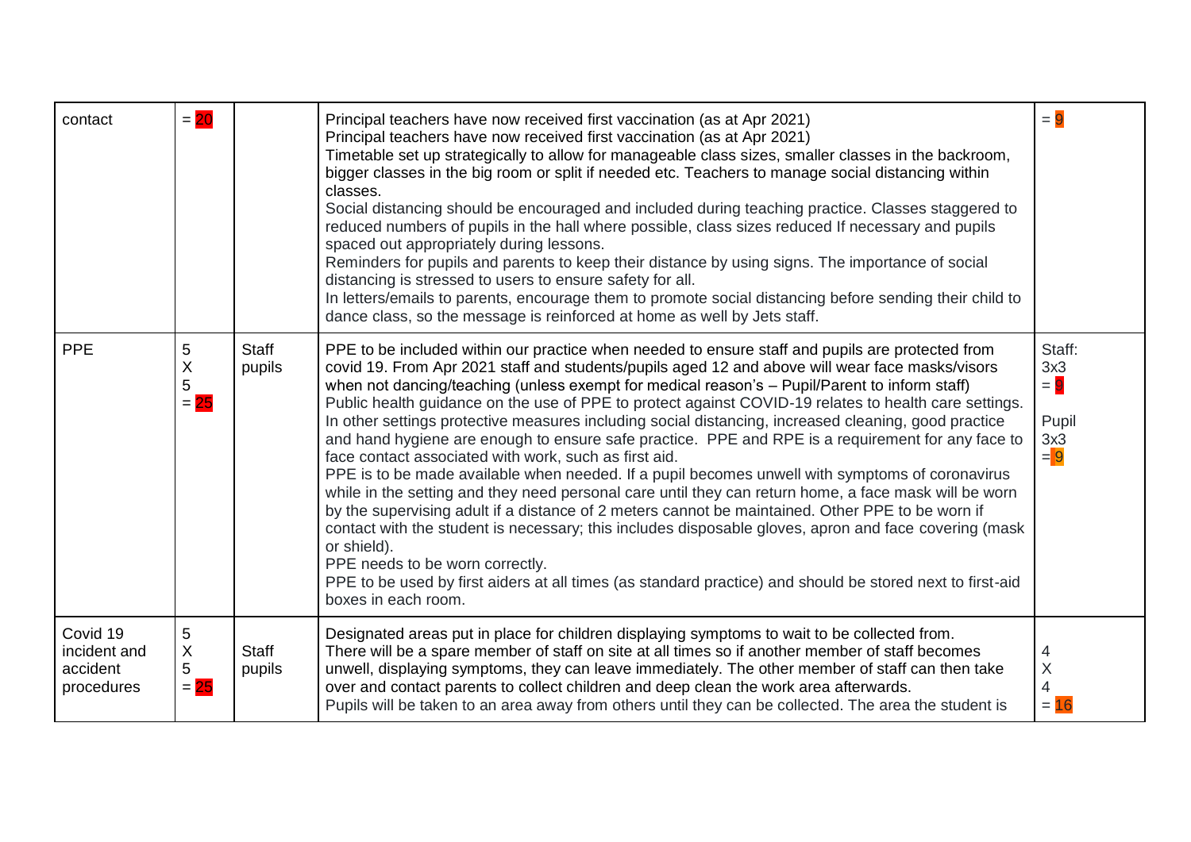| contact | = 20 | | Principal teachers have now received first vaccination (as at Apr 2021)<br>Principal teachers have now received first vaccination (as at Apr 2021)<br>Timetable set up strategically to allow for manageable class sizes, smaller classes in the backroom, bigger classes in the big room or split if needed etc. Teachers to manage social distancing within classes.<br>Social distancing should be encouraged and included during teaching practice. Classes staggered to reduced numbers of pupils in the hall where possible, class sizes reduced If necessary and pupils spaced out appropriately during lessons.<br>Reminders for pupils and parents to keep their distance by using signs. The importance of social distancing is stressed to users to ensure safety for all.<br>In letters/emails to parents, encourage them to promote social distancing before sending their child to dance class, so the message is reinforced at home as well by Jets staff. | = 9 |
|---|---|---|---|---|
| PPE | 5 X 5 = 25 | Staff pupils | PPE to be included within our practice when needed to ensure staff and pupils are protected from covid 19. From Apr 2021 staff and students/pupils aged 12 and above will wear face masks/visors when not dancing/teaching (unless exempt for medical reason's – Pupil/Parent to inform staff)<br>Public health guidance on the use of PPE to protect against COVID-19 relates to health care settings. In other settings protective measures including social distancing, increased cleaning, good practice and hand hygiene are enough to ensure safe practice. PPE and RPE is a requirement for any face to face contact associated with work, such as first aid.<br>PPE is to be made available when needed. If a pupil becomes unwell with symptoms of coronavirus while in the setting and they need personal care until they can return home, a face mask will be worn by the supervising adult if a distance of 2 meters cannot be maintained. Other PPE to be worn if contact with the student is necessary; this includes disposable gloves, apron and face covering (mask or shield).<br>PPE needs to be worn correctly.<br>PPE to be used by first aiders at all times (as standard practice) and should be stored next to first-aid boxes in each room. | Staff: 3x3 = 9<br><br>Pupil 3x3 = 9 |
| Covid 19 incident and accident procedures | 5 X 5 = 25 | Staff pupils | Designated areas put in place for children displaying symptoms to wait to be collected from.<br>There will be a spare member of staff on site at all times so if another member of staff becomes unwell, displaying symptoms, they can leave immediately. The other member of staff can then take over and contact parents to collect children and deep clean the work area afterwards.<br>Pupils will be taken to an area away from others until they can be collected. The area the student is | 4 X 4 = 16 |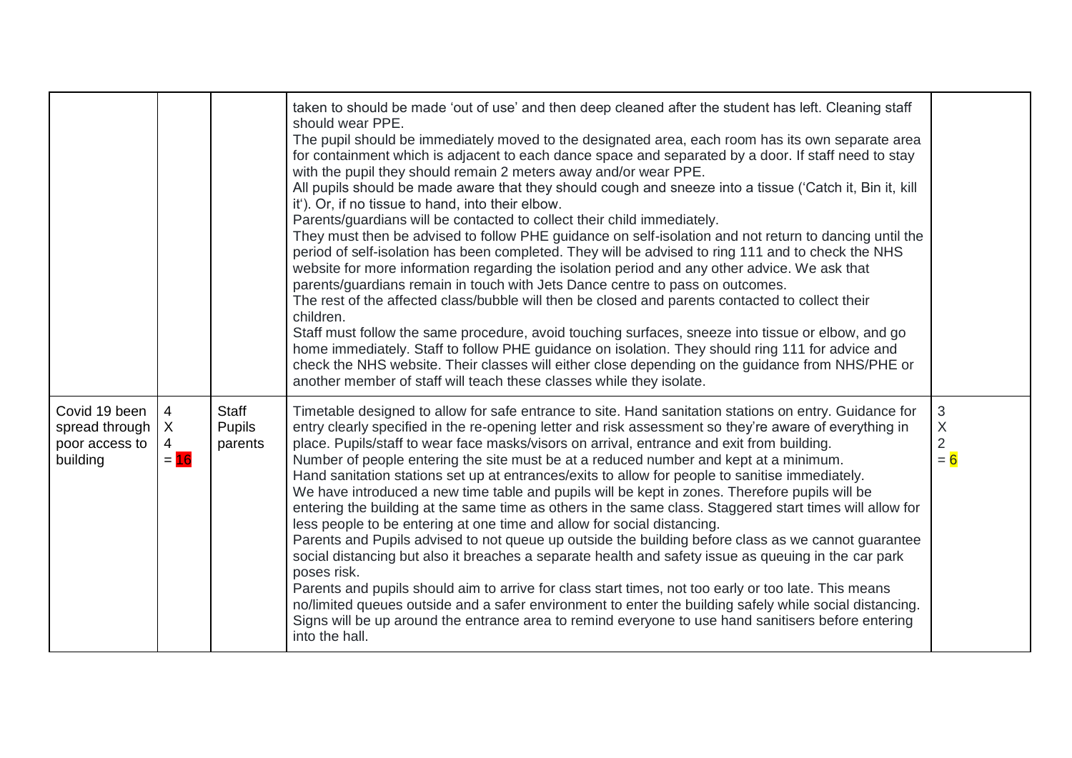| | | | | |
|---|---|---|---|---|
| | | | taken to should be made 'out of use' and then deep cleaned after the student has left. Cleaning staff should wear PPE.<br>The pupil should be immediately moved to the designated area, each room has its own separate area for containment which is adjacent to each dance space and separated by a door. If staff need to stay with the pupil they should remain 2 meters away and/or wear PPE.<br>All pupils should be made aware that they should cough and sneeze into a tissue ('Catch it, Bin it, kill it'). Or, if no tissue to hand, into their elbow.<br>Parents/guardians will be contacted to collect their child immediately.<br>They must then be advised to follow PHE guidance on self-isolation and not return to dancing until the period of self-isolation has been completed. They will be advised to ring 111 and to check the NHS website for more information regarding the isolation period and any other advice. We ask that parents/guardians remain in touch with Jets Dance centre to pass on outcomes.<br>The rest of the affected class/bubble will then be closed and parents contacted to collect their children.<br>Staff must follow the same procedure, avoid touching surfaces, sneeze into tissue or elbow, and go home immediately. Staff to follow PHE guidance on isolation. They should ring 111 for advice and check the NHS website. Their classes will either close depending on the guidance from NHS/PHE or another member of staff will teach these classes while they isolate. | |
| Covid 19 been spread through poor access to building | 4 X 4 = 16 | Staff Pupils parents | Timetable designed to allow for safe entrance to site. Hand sanitation stations on entry. Guidance for entry clearly specified in the re-opening letter and risk assessment so they're aware of everything in place. Pupils/staff to wear face masks/visors on arrival, entrance and exit from building.<br>Number of people entering the site must be at a reduced number and kept at a minimum.<br>Hand sanitation stations set up at entrances/exits to allow for people to sanitise immediately.<br>We have introduced a new time table and pupils will be kept in zones. Therefore pupils will be entering the building at the same time as others in the same class. Staggered start times will allow for less people to be entering at one time and allow for social distancing.<br>Parents and Pupils advised to not queue up outside the building before class as we cannot guarantee social distancing but also it breaches a separate health and safety issue as queuing in the car park poses risk.<br>Parents and pupils should aim to arrive for class start times, not too early or too late. This means no/limited queues outside and a safer environment to enter the building safely while social distancing.<br>Signs will be up around the entrance area to remind everyone to use hand sanitisers before entering into the hall. | 3 X 2 = 6 |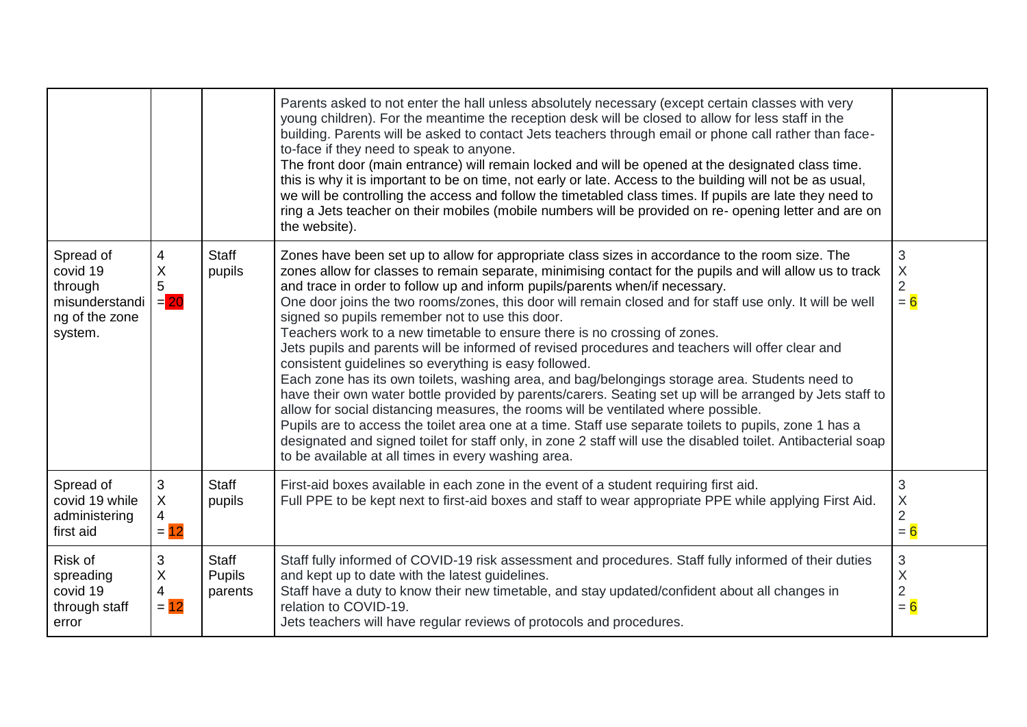| | | | | |
|---|---|---|---|---|
| | | | Parents asked to not enter the hall unless absolutely necessary (except certain classes with very young children). For the meantime the reception desk will be closed to allow for less staff in the building. Parents will be asked to contact Jets teachers through email or phone call rather than face-to-face if they need to speak to anyone.<br>The front door (main entrance) will remain locked and will be opened at the designated class time. this is why it is important to be on time, not early or late. Access to the building will not be as usual, we will be controlling the access and follow the timetabled class times. If pupils are late they need to ring a Jets teacher on their mobiles (mobile numbers will be provided on re- opening letter and are on the website). | |
| Spread of covid 19 through misunderstanding of the zone system. | 4 X 5 = 20 | Staff pupils | Zones have been set up to allow for appropriate class sizes in accordance to the room size. The zones allow for classes to remain separate, minimising contact for the pupils and will allow us to track and trace in order to follow up and inform pupils/parents when/if necessary.<br>One door joins the two rooms/zones, this door will remain closed and for staff use only. It will be well signed so pupils remember not to use this door.<br>Teachers work to a new timetable to ensure there is no crossing of zones.<br>Jets pupils and parents will be informed of revised procedures and teachers will offer clear and consistent guidelines so everything is easy followed.<br>Each zone has its own toilets, washing area, and bag/belongings storage area. Students need to have their own water bottle provided by parents/carers. Seating set up will be arranged by Jets staff to allow for social distancing measures, the rooms will be ventilated where possible.<br>Pupils are to access the toilet area one at a time. Staff use separate toilets to pupils, zone 1 has a designated and signed toilet for staff only, in zone 2 staff will use the disabled toilet. Antibacterial soap to be available at all times in every washing area. | 3 X 2 = 6 |
| Spread of covid 19 while administering first aid | 3 X 4 = 12 | Staff pupils | First-aid boxes available in each zone in the event of a student requiring first aid.<br>Full PPE to be kept next to first-aid boxes and staff to wear appropriate PPE while applying First Aid. | 3 X 2 = 6 |
| Risk of spreading covid 19 through staff error | 3 X 4 = 12 | Staff Pupils parents | Staff fully informed of COVID-19 risk assessment and procedures. Staff fully informed of their duties and kept up to date with the latest guidelines.<br>Staff have a duty to know their new timetable, and stay updated/confident about all changes in relation to COVID-19.<br>Jets teachers will have regular reviews of protocols and procedures. | 3 X 2 = 6 |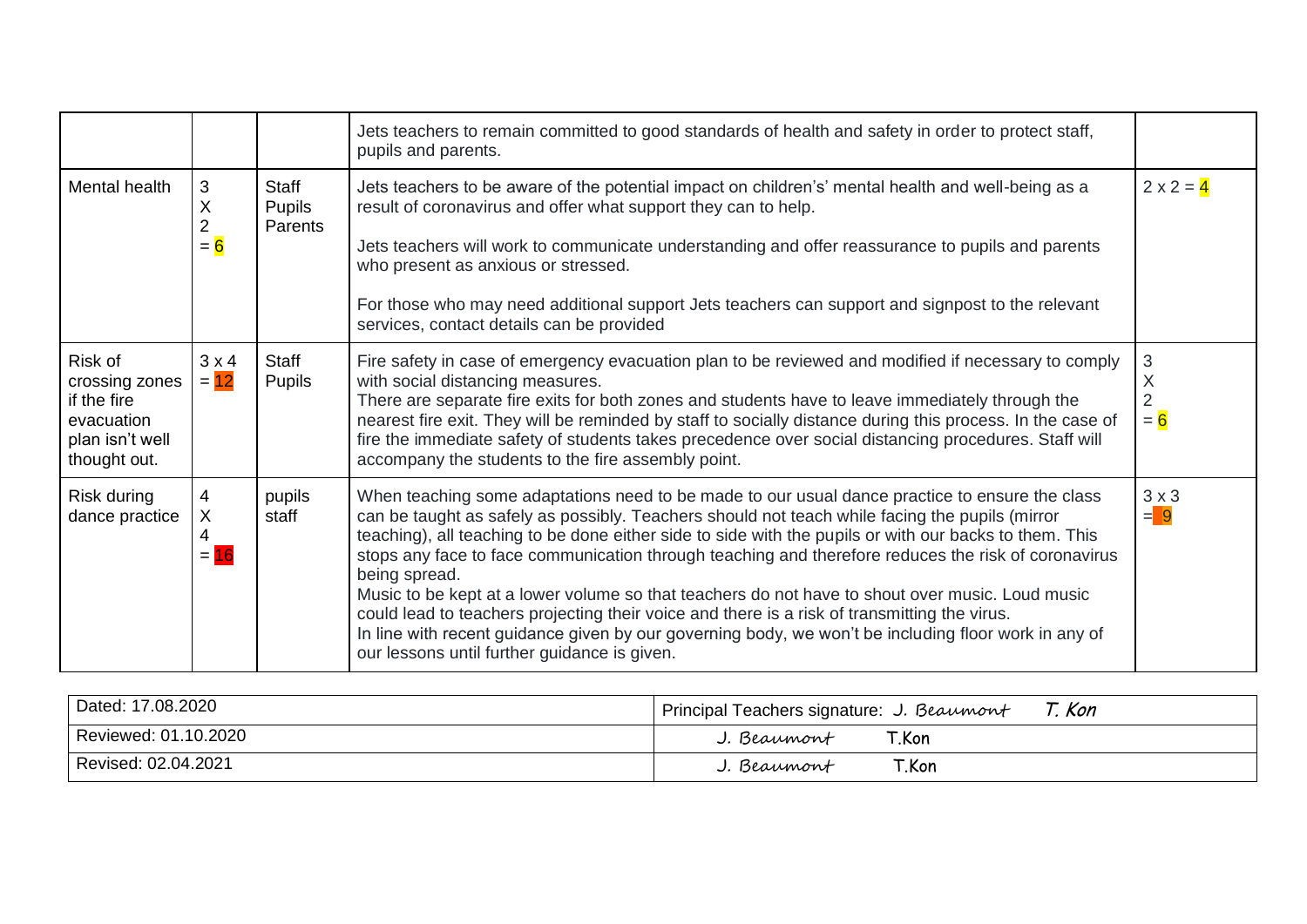| | | | | |
|---|---|---|---|---|
| | | | Jets teachers to remain committed to good standards of health and safety in order to protect staff, pupils and parents. | |
| Mental health | 3 X 2 = 6 | Staff Pupils Parents | Jets teachers to be aware of the potential impact on children's' mental health and well-being as a result of coronavirus and offer what support they can to help.<br><br>Jets teachers will work to communicate understanding and offer reassurance to pupils and parents who present as anxious or stressed.<br><br>For those who may need additional support Jets teachers can support and signpost to the relevant services, contact details can be provided | 2 x 2 = 4 |
| Risk of crossing zones if the fire evacuation plan isn't well thought out. | 3 x 4 = 12 | Staff Pupils | Fire safety in case of emergency evacuation plan to be reviewed and modified if necessary to comply with social distancing measures.<br>There are separate fire exits for both zones and students have to leave immediately through the nearest fire exit. They will be reminded by staff to socially distance during this process. In the case of fire the immediate safety of students takes precedence over social distancing procedures. Staff will accompany the students to the fire assembly point. | 3 X 2 = 6 |
| Risk during dance practice | 4 X 4 = 16 | pupils staff | When teaching some adaptations need to be made to our usual dance practice to ensure the class can be taught as safely as possibly. Teachers should not teach while facing the pupils (mirror teaching), all teaching to be done either side to side with the pupils or with our backs to them. This stops any face to face communication through teaching and therefore reduces the risk of coronavirus being spread.<br>Music to be kept at a lower volume so that teachers do not have to shout over music. Loud music could lead to teachers projecting their voice and there is a risk of transmitting the virus.<br>In line with recent guidance given by our governing body, we won't be including floor work in any of our lessons until further guidance is given. | 3 x 3 = 9 |

| | |
|---|---|
| Dated: 17.08.2020 | Principal Teachers signature: J. Beaumont T. Kon |
| Reviewed: 01.10.2020 | J. Beaumont T.Kon |
| Revised: 02.04.2021 | J. Beaumont T.Kon |